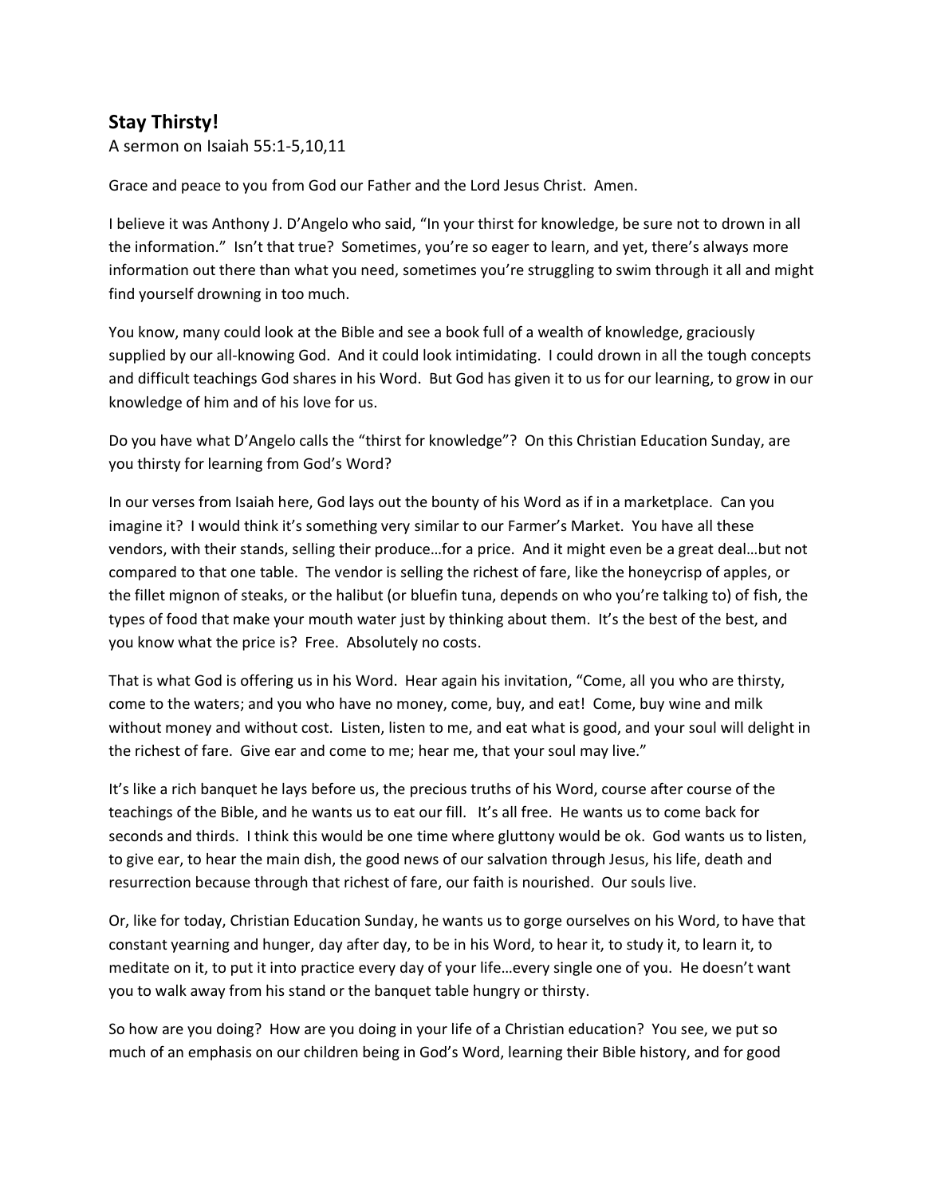## Stay Thirsty!

A sermon on Isaiah 55:1-5,10,11

Grace and peace to you from God our Father and the Lord Jesus Christ. Amen.

I believe it was Anthony J. D'Angelo who said, "In your thirst for knowledge, be sure not to drown in all the information." Isn't that true? Sometimes, you're so eager to learn, and yet, there's always more information out there than what you need, sometimes you're struggling to swim through it all and might find yourself drowning in too much.

You know, many could look at the Bible and see a book full of a wealth of knowledge, graciously supplied by our all-knowing God. And it could look intimidating. I could drown in all the tough concepts and difficult teachings God shares in his Word. But God has given it to us for our learning, to grow in our knowledge of him and of his love for us.

Do you have what D'Angelo calls the "thirst for knowledge"? On this Christian Education Sunday, are you thirsty for learning from God's Word?

In our verses from Isaiah here, God lays out the bounty of his Word as if in a marketplace. Can you imagine it? I would think it's something very similar to our Farmer's Market. You have all these vendors, with their stands, selling their produce…for a price. And it might even be a great deal…but not compared to that one table. The vendor is selling the richest of fare, like the honeycrisp of apples, or the fillet mignon of steaks, or the halibut (or bluefin tuna, depends on who you're talking to) of fish, the types of food that make your mouth water just by thinking about them. It's the best of the best, and you know what the price is? Free. Absolutely no costs.

That is what God is offering us in his Word. Hear again his invitation, "Come, all you who are thirsty, come to the waters; and you who have no money, come, buy, and eat! Come, buy wine and milk without money and without cost. Listen, listen to me, and eat what is good, and your soul will delight in the richest of fare. Give ear and come to me; hear me, that your soul may live."

It's like a rich banquet he lays before us, the precious truths of his Word, course after course of the teachings of the Bible, and he wants us to eat our fill. It's all free. He wants us to come back for seconds and thirds. I think this would be one time where gluttony would be ok. God wants us to listen, to give ear, to hear the main dish, the good news of our salvation through Jesus, his life, death and resurrection because through that richest of fare, our faith is nourished. Our souls live.

Or, like for today, Christian Education Sunday, he wants us to gorge ourselves on his Word, to have that constant yearning and hunger, day after day, to be in his Word, to hear it, to study it, to learn it, to meditate on it, to put it into practice every day of your life…every single one of you. He doesn't want you to walk away from his stand or the banquet table hungry or thirsty.

So how are you doing? How are you doing in your life of a Christian education? You see, we put so much of an emphasis on our children being in God's Word, learning their Bible history, and for good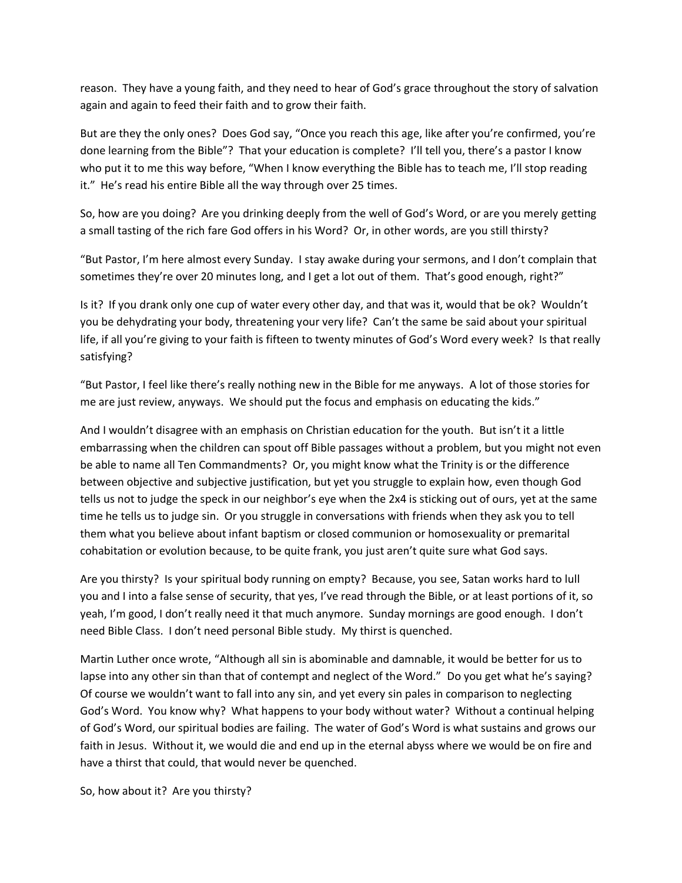reason. They have a young faith, and they need to hear of God's grace throughout the story of salvation again and again to feed their faith and to grow their faith.

But are they the only ones? Does God say, "Once you reach this age, like after you're confirmed, you're done learning from the Bible"? That your education is complete? I'll tell you, there's a pastor I know who put it to me this way before, "When I know everything the Bible has to teach me, I'll stop reading it." He's read his entire Bible all the way through over 25 times.

So, how are you doing? Are you drinking deeply from the well of God's Word, or are you merely getting a small tasting of the rich fare God offers in his Word? Or, in other words, are you still thirsty?

"But Pastor, I'm here almost every Sunday. I stay awake during your sermons, and I don't complain that sometimes they're over 20 minutes long, and I get a lot out of them. That's good enough, right?"

Is it? If you drank only one cup of water every other day, and that was it, would that be ok? Wouldn't you be dehydrating your body, threatening your very life? Can't the same be said about your spiritual life, if all you're giving to your faith is fifteen to twenty minutes of God's Word every week? Is that really satisfying?

"But Pastor, I feel like there's really nothing new in the Bible for me anyways. A lot of those stories for me are just review, anyways. We should put the focus and emphasis on educating the kids."

And I wouldn't disagree with an emphasis on Christian education for the youth. But isn't it a little embarrassing when the children can spout off Bible passages without a problem, but you might not even be able to name all Ten Commandments? Or, you might know what the Trinity is or the difference between objective and subjective justification, but yet you struggle to explain how, even though God tells us not to judge the speck in our neighbor's eye when the 2x4 is sticking out of ours, yet at the same time he tells us to judge sin. Or you struggle in conversations with friends when they ask you to tell them what you believe about infant baptism or closed communion or homosexuality or premarital cohabitation or evolution because, to be quite frank, you just aren't quite sure what God says.

Are you thirsty? Is your spiritual body running on empty? Because, you see, Satan works hard to lull you and I into a false sense of security, that yes, I've read through the Bible, or at least portions of it, so yeah, I'm good, I don't really need it that much anymore. Sunday mornings are good enough. I don't need Bible Class. I don't need personal Bible study. My thirst is quenched.

Martin Luther once wrote, "Although all sin is abominable and damnable, it would be better for us to lapse into any other sin than that of contempt and neglect of the Word." Do you get what he's saying? Of course we wouldn't want to fall into any sin, and yet every sin pales in comparison to neglecting God's Word. You know why? What happens to your body without water? Without a continual helping of God's Word, our spiritual bodies are failing. The water of God's Word is what sustains and grows our faith in Jesus. Without it, we would die and end up in the eternal abyss where we would be on fire and have a thirst that could, that would never be quenched.

So, how about it? Are you thirsty?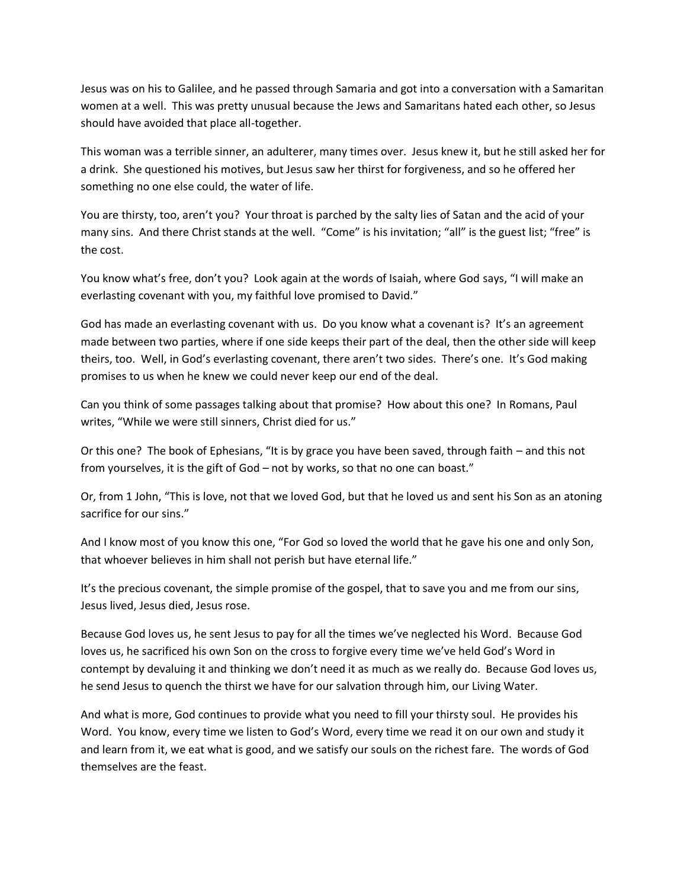Jesus was on his to Galilee, and he passed through Samaria and got into a conversation with a Samaritan women at a well. This was pretty unusual because the Jews and Samaritans hated each other, so Jesus should have avoided that place all-together.

This woman was a terrible sinner, an adulterer, many times over. Jesus knew it, but he still asked her for a drink. She questioned his motives, but Jesus saw her thirst for forgiveness, and so he offered her something no one else could, the water of life.

You are thirsty, too, aren't you? Your throat is parched by the salty lies of Satan and the acid of your many sins. And there Christ stands at the well. "Come" is his invitation; "all" is the guest list; "free" is the cost.

You know what's free, don't you? Look again at the words of Isaiah, where God says, "I will make an everlasting covenant with you, my faithful love promised to David."

God has made an everlasting covenant with us. Do you know what a covenant is? It's an agreement made between two parties, where if one side keeps their part of the deal, then the other side will keep theirs, too. Well, in God's everlasting covenant, there aren't two sides. There's one. It's God making promises to us when he knew we could never keep our end of the deal.

Can you think of some passages talking about that promise? How about this one? In Romans, Paul writes, "While we were still sinners, Christ died for us."

Or this one? The book of Ephesians, "It is by grace you have been saved, through faith – and this not from yourselves, it is the gift of God – not by works, so that no one can boast."

Or, from 1 John, "This is love, not that we loved God, but that he loved us and sent his Son as an atoning sacrifice for our sins."

And I know most of you know this one, "For God so loved the world that he gave his one and only Son, that whoever believes in him shall not perish but have eternal life."

It's the precious covenant, the simple promise of the gospel, that to save you and me from our sins, Jesus lived, Jesus died, Jesus rose.

Because God loves us, he sent Jesus to pay for all the times we've neglected his Word. Because God loves us, he sacrificed his own Son on the cross to forgive every time we've held God's Word in contempt by devaluing it and thinking we don't need it as much as we really do. Because God loves us, he send Jesus to quench the thirst we have for our salvation through him, our Living Water.

And what is more, God continues to provide what you need to fill your thirsty soul. He provides his Word. You know, every time we listen to God's Word, every time we read it on our own and study it and learn from it, we eat what is good, and we satisfy our souls on the richest fare. The words of God themselves are the feast.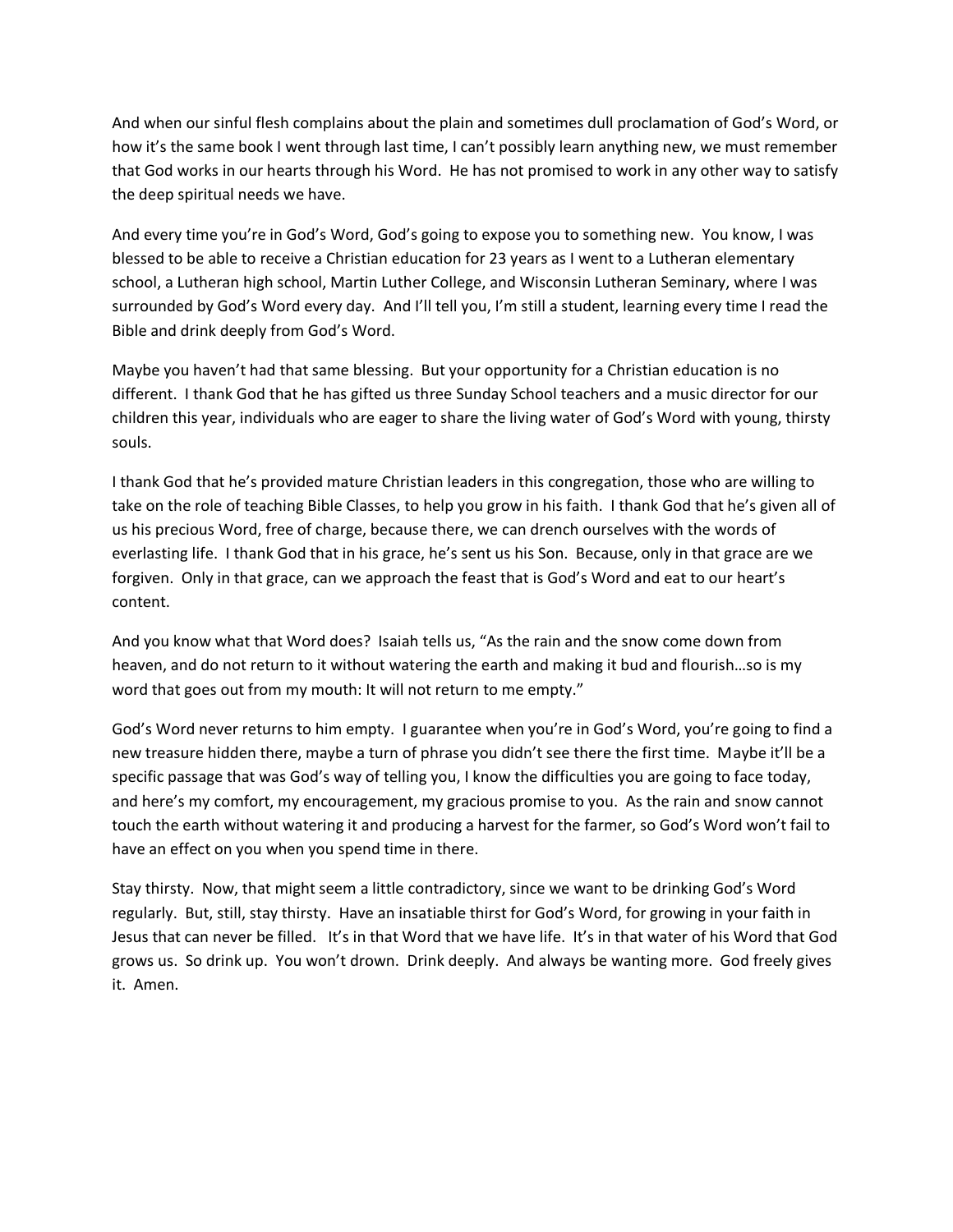And when our sinful flesh complains about the plain and sometimes dull proclamation of God's Word, or how it's the same book I went through last time, I can't possibly learn anything new, we must remember that God works in our hearts through his Word. He has not promised to work in any other way to satisfy the deep spiritual needs we have.

And every time you're in God's Word, God's going to expose you to something new. You know, I was blessed to be able to receive a Christian education for 23 years as I went to a Lutheran elementary school, a Lutheran high school, Martin Luther College, and Wisconsin Lutheran Seminary, where I was surrounded by God's Word every day. And I'll tell you, I'm still a student, learning every time I read the Bible and drink deeply from God's Word.

Maybe you haven't had that same blessing. But your opportunity for a Christian education is no different. I thank God that he has gifted us three Sunday School teachers and a music director for our children this year, individuals who are eager to share the living water of God's Word with young, thirsty souls.

I thank God that he's provided mature Christian leaders in this congregation, those who are willing to take on the role of teaching Bible Classes, to help you grow in his faith. I thank God that he's given all of us his precious Word, free of charge, because there, we can drench ourselves with the words of everlasting life. I thank God that in his grace, he's sent us his Son. Because, only in that grace are we forgiven. Only in that grace, can we approach the feast that is God's Word and eat to our heart's content.

And you know what that Word does? Isaiah tells us, "As the rain and the snow come down from heaven, and do not return to it without watering the earth and making it bud and flourish…so is my word that goes out from my mouth: It will not return to me empty."

God's Word never returns to him empty. I guarantee when you're in God's Word, you're going to find a new treasure hidden there, maybe a turn of phrase you didn't see there the first time. Maybe it'll be a specific passage that was God's way of telling you, I know the difficulties you are going to face today, and here's my comfort, my encouragement, my gracious promise to you. As the rain and snow cannot touch the earth without watering it and producing a harvest for the farmer, so God's Word won't fail to have an effect on you when you spend time in there.

Stay thirsty. Now, that might seem a little contradictory, since we want to be drinking God's Word regularly. But, still, stay thirsty. Have an insatiable thirst for God's Word, for growing in your faith in Jesus that can never be filled. It's in that Word that we have life. It's in that water of his Word that God grows us. So drink up. You won't drown. Drink deeply. And always be wanting more. God freely gives it. Amen.